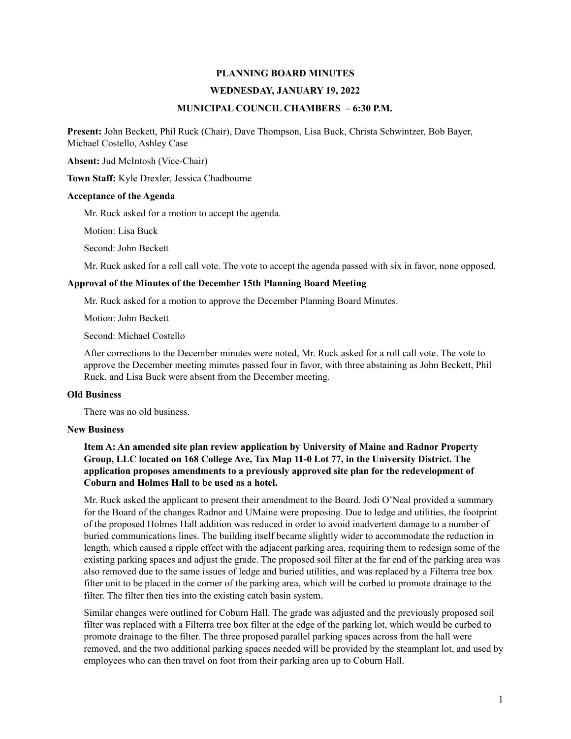# PLANNING BOARD MINUTES

## WEDNESDAY, JANUARY 19, 2022

## MUNICIPAL COUNCIL CHAMBERS – 6:30 P.M.

**Present:** John Beckett, Phil Ruck (Chair), Dave Thompson, Lisa Buck, Christa Schwintzer, Bob Bayer, Michael Costello, Ashley Case

**Absent:** Jud McIntosh (Vice-Chair)

**Town Staff:** Kyle Drexler, Jessica Chadbourne

**Acceptance of the Agenda**

Mr. Ruck asked for a motion to accept the agenda.

Motion: Lisa Buck

Second: John Beckett

Mr. Ruck asked for a roll call vote. The vote to accept the agenda passed with six in favor, none opposed.

**Approval of the Minutes of the December 15th Planning Board Meeting**

Mr. Ruck asked for a motion to approve the December Planning Board Minutes.

Motion: John Beckett

Second: Michael Costello

After corrections to the December minutes were noted, Mr. Ruck asked for a roll call vote. The vote to approve the December meeting minutes passed four in favor, with three abstaining as John Beckett, Phil Ruck, and Lisa Buck were absent from the December meeting.

**Old Business**

There was no old business.

**New Business**

**Item A: An amended site plan review application by University of Maine and Radnor Property Group, LLC located on 168 College Ave, Tax Map 11-0 Lot 77, in the University District. The application proposes amendments to a previously approved site plan for the redevelopment of Coburn and Holmes Hall to be used as a hotel.**

Mr. Ruck asked the applicant to present their amendment to the Board. Jodi O'Neal provided a summary for the Board of the changes Radnor and UMaine were proposing. Due to ledge and utilities, the footprint of the proposed Holmes Hall addition was reduced in order to avoid inadvertent damage to a number of buried communications lines. The building itself became slightly wider to accommodate the reduction in length, which caused a ripple effect with the adjacent parking area, requiring them to redesign some of the existing parking spaces and adjust the grade. The proposed soil filter at the far end of the parking area was also removed due to the same issues of ledge and buried utilities, and was replaced by a Filterra tree box filter unit to be placed in the corner of the parking area, which will be curbed to promote drainage to the filter. The filter then ties into the existing catch basin system.

Similar changes were outlined for Coburn Hall. The grade was adjusted and the previously proposed soil filter was replaced with a Filterra tree box filter at the edge of the parking lot, which would be curbed to promote drainage to the filter. The three proposed parallel parking spaces across from the hall were removed, and the two additional parking spaces needed will be provided by the steamplant lot, and used by employees who can then travel on foot from their parking area up to Coburn Hall.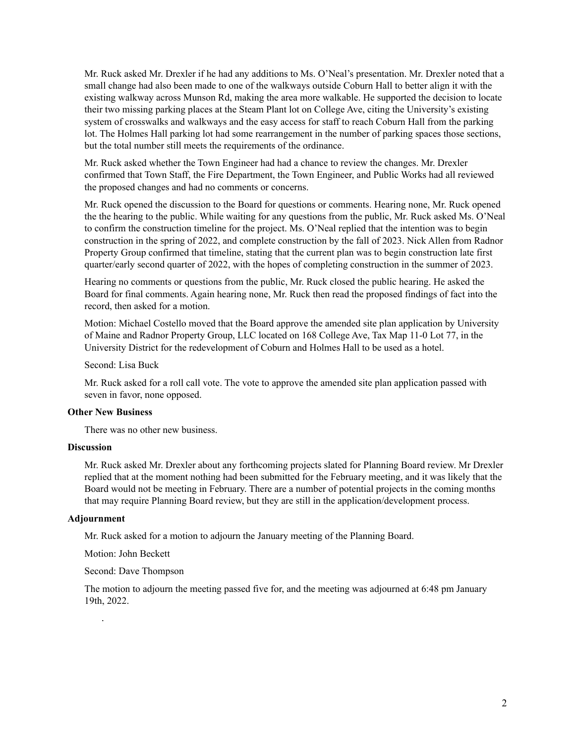Mr. Ruck asked Mr. Drexler if he had any additions to Ms. O'Neal's presentation. Mr. Drexler noted that a small change had also been made to one of the walkways outside Coburn Hall to better align it with the existing walkway across Munson Rd, making the area more walkable. He supported the decision to locate their two missing parking places at the Steam Plant lot on College Ave, citing the University's existing system of crosswalks and walkways and the easy access for staff to reach Coburn Hall from the parking lot. The Holmes Hall parking lot had some rearrangement in the number of parking spaces those sections, but the total number still meets the requirements of the ordinance.

Mr. Ruck asked whether the Town Engineer had had a chance to review the changes. Mr. Drexler confirmed that Town Staff, the Fire Department, the Town Engineer, and Public Works had all reviewed the proposed changes and had no comments or concerns.

Mr. Ruck opened the discussion to the Board for questions or comments. Hearing none, Mr. Ruck opened the the hearing to the public. While waiting for any questions from the public, Mr. Ruck asked Ms. O'Neal to confirm the construction timeline for the project. Ms. O'Neal replied that the intention was to begin construction in the spring of 2022, and complete construction by the fall of 2023. Nick Allen from Radnor Property Group confirmed that timeline, stating that the current plan was to begin construction late first quarter/early second quarter of 2022, with the hopes of completing construction in the summer of 2023.

Hearing no comments or questions from the public, Mr. Ruck closed the public hearing. He asked the Board for final comments. Again hearing none, Mr. Ruck then read the proposed findings of fact into the record, then asked for a motion.

Motion: Michael Costello moved that the Board approve the amended site plan application by University of Maine and Radnor Property Group, LLC located on 168 College Ave, Tax Map 11-0 Lot 77, in the University District for the redevelopment of Coburn and Holmes Hall to be used as a hotel.

Second: Lisa Buck

Mr. Ruck asked for a roll call vote. The vote to approve the amended site plan application passed with seven in favor, none opposed.

**Other New Business**

There was no other new business.

**Discussion**

Mr. Ruck asked Mr. Drexler about any forthcoming projects slated for Planning Board review. Mr Drexler replied that at the moment nothing had been submitted for the February meeting, and it was likely that the Board would not be meeting in February. There are a number of potential projects in the coming months that may require Planning Board review, but they are still in the application/development process.

**Adjournment**

Mr. Ruck asked for a motion to adjourn the January meeting of the Planning Board.

Motion: John Beckett

Second: Dave Thompson

The motion to adjourn the meeting passed five for, and the meeting was adjourned at 6:48 pm January 19th, 2022.

.